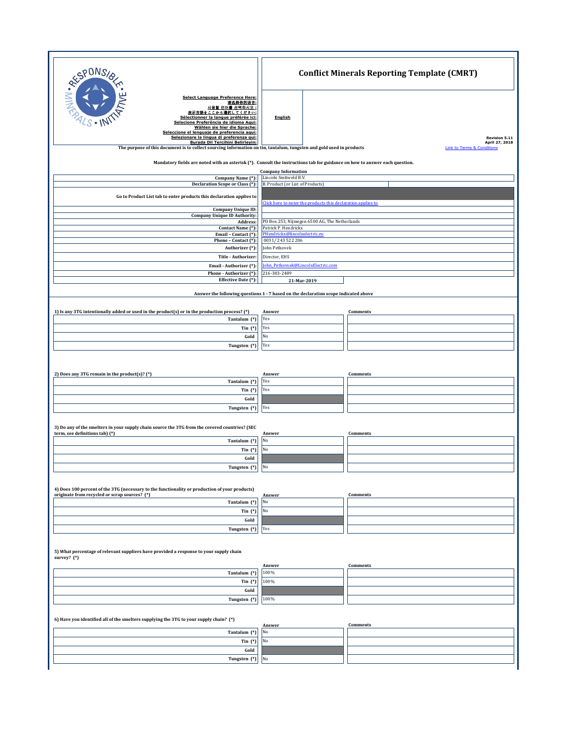# Conflict Minerals Reporting Template (CMRT)

Select Language Preference Here:
请选择你的语言:
사용할 언어를 선택하시오 :
表示言語をここから選択してください:
Sélectionner la langue préférée ici:
Selecione Preferência de idioma Aqui:
Wählen sie hier die Sprache:
Seleccione el lenguaje de preferencia aqui:
Selezionare la lingua di preferenza qui:
Burada Dil Tercihini Belirleyin:

**English**

Revision 5.11
April 27, 2018

The purpose of this document is to collect sourcing information on tin, tantalum, tungsten and gold used in products

Link to Terms & Conditions

Mandatory fields are noted with an asterisk (*). Consult the instructions tab for guidance on how to answer each question.

**Company Information**

| Field | Value |
|---|---|
| Company Name (*): | Lincoln Smitweld B.V. |
| Declaration Scope or Class (*): | B. Product (or List of Products) |
| Go to Product List tab to enter products this declaration applies to | Click here to enter the products this declaration applies to |
| Company Unique ID: | |
| Company Unique ID Authority: | |
| Address: | PO Box 253, Nijmegen 6500 AG, The Netherlands |
| Contact Name (*): | Patrick P. Hendrickx |
| Email – Contact (*): | PHendrickx@lincolnelectric.eu |
| Phone – Contact (*): | 0031/ 243 522 206 |
| Authorizer (*): | John Petkovek |
| Title - Authorizer: | Director, EHS |
| Email - Authorizer (*): | John_Petkovsek@LincolnElectric.com |
| Phone - Authorizer (*): | 216-383-2489 |
| Effective Date (*): | 21-Mar-2019 |

Answer the following questions 1 - 7 based on the declaration scope indicated above

**1) Is any 3TG intentionally added or used in the product(s) or in the production process? (*)**

| | Answer | Comments |
|---|---|---|
| Tantalum (*) | Yes | |
| Tin (*) | Yes | |
| Gold | No | |
| Tungsten (*) | Yes | |

**2) Does any 3TG remain in the product(s)? (*)**

| | Answer | Comments |
|---|---|---|
| Tantalum (*) | Yes | |
| Tin (*) | Yes | |
| Gold | | |
| Tungsten (*) | Yes | |

**3) Do any of the smelters in your supply chain source the 3TG from the covered countries? (SEC term, see definitions tab) (*)**

| | Answer | Comments |
|---|---|---|
| Tantalum (*) | No | |
| Tin (*) | No | |
| Gold | | |
| Tungsten (*) | No | |

**4) Does 100 percent of the 3TG (necessary to the functionality or production of your products) originate from recycled or scrap sources? (*)**

| | Answer | Comments |
|---|---|---|
| Tantalum (*) | No | |
| Tin (*) | No | |
| Gold | | |
| Tungsten (*) | Yes | |

**5) What percentage of relevant suppliers have provided a response to your supply chain survey? (*)**

| | Answer | Comments |
|---|---|---|
| Tantalum (*) | 100% | |
| Tin (*) | 100% | |
| Gold | | |
| Tungsten (*) | 100% | |

**6) Have you identified all of the smelters supplying the 3TG to your supply chain? (*)**

| | Answer | Comments |
|---|---|---|
| Tantalum (*) | No | |
| Tin (*) | No | |
| Gold | | |
| Tungsten (*) | No | |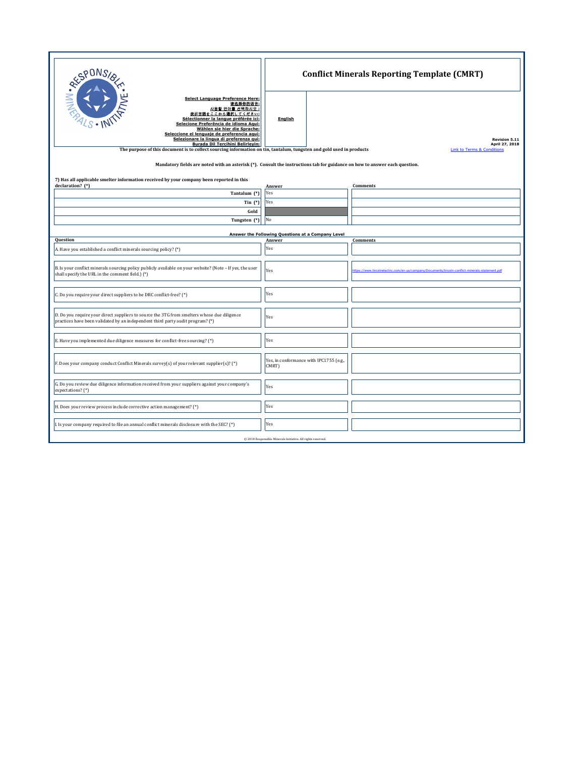# Conflict Minerals Reporting Template (CMRT)

Select Language Preference Here:
请选择你的语言:
사용할 언어를 선택하시오 :
表示言語をここから選択してください:
Sélectionner la langue préférée ici:
Selecione Preferência de idioma Aqui:
Wählen sie hier die Sprache:
Seleccione el lenguaje de preferencia aqui:
Selezionare la lingua di preferenza qui:
Burada Dil Tercihini Belirleyin:

**English**

Revision 5.11
April 27, 2018

The purpose of this document is to collect sourcing information on tin, tantalum, tungsten and gold used in products

Link to Terms & Conditions

**Mandatory fields are noted with an asterisk (*). Consult the instructions tab for guidance on how to answer each question.**

**7) Has all applicable smelter information received by your company been reported in this declaration? (*)**

| | Answer | Comments |
|---|---|---|
| Tantalum (*) | Yes | |
| Tin (*) | Yes | |
| Gold | | |
| Tungsten (*) | No | |

**Answer the Following Questions at a Company Level**

| Question | Answer | Comments |
|---|---|---|
| A. Have you established a conflict minerals sourcing policy? (*) | Yes | |
| B. Is your conflict minerals sourcing policy publicly available on your website? (Note – If yes, the user shall specify the URL in the comment field.) (*) | Yes | https://www.lincolnelectric.com/en-us/company/Documents/lincoln-conflict-minerals-statement.pdf |
| C. Do you require your direct suppliers to be DRC conflict-free? (*) | Yes | |
| D. Do you require your direct suppliers to source the 3TG from smelters whose due diligence practices have been validated by an independent third party audit program? (*) | Yes | |
| E. Have you implemented due diligence measures for conflict-free sourcing? (*) | Yes | |
| F. Does your company conduct Conflict Minerals survey(s) of your relevant supplier(s)? (*) | Yes, in conformance with IPC1755 (e.g., CMRT) | |
| G. Do you review due diligence information received from your suppliers against your company's expectations? (*) | Yes | |
| H. Does your review process include corrective action management? (*) | Yes | |
| I. Is your company required to file an annual conflict minerals disclosure with the SEC? (*) | Yes | |

© 2018 Responsible Minerals Initiative. All rights reserved.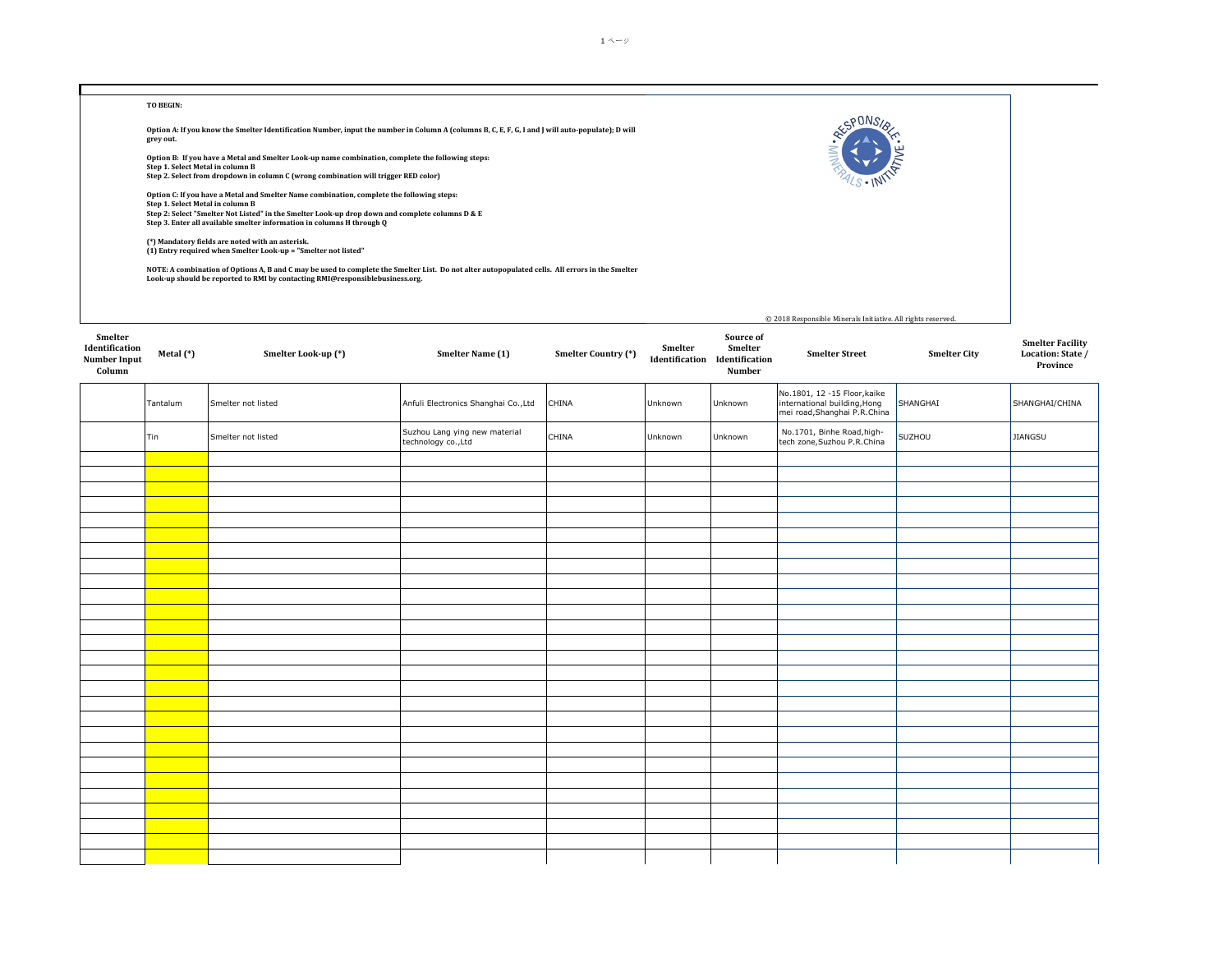**TO BEGIN:**

**Option A: If you know the Smelter Identification Number, input the number in Column A (columns B, C, E, F, G, I and J will auto-populate); D will grey out.**

**Option B: If you have a Metal and Smelter Look-up name combination, complete the following steps:**
**Step 1. Select Metal in column B**
**Step 2. Select from dropdown in column C (wrong combination will trigger RED color)**

**Option C: If you have a Metal and Smelter Name combination, complete the following steps:**
**Step 1. Select Metal in column B**
**Step 2: Select "Smelter Not Listed" in the Smelter Look-up drop down and complete columns D & E**
**Step 3. Enter all available smelter information in columns H through Q**

**(*) Mandatory fields are noted with an asterisk.**
**(1) Entry required when Smelter Look-up = "Smelter not listed"**

**NOTE: A combination of Options A, B and C may be used to complete the Smelter List. Do not alter autopopulated cells. All errors in the Smelter Look-up should be reported to RMI by contacting RMI@responsiblebusiness.org.**

© 2018 Responsible Minerals Initiative. All rights reserved.

| Smelter Identification Number Input Column | Metal (*) | Smelter Look-up (*) | Smelter Name (1) | Smelter Country (*) | Smelter Identification | Source of Smelter Identification Number | Smelter Street | Smelter City | Smelter Facility Location: State / Province |
|---|---|---|---|---|---|---|---|---|---|
| | Tantalum | Smelter not listed | Anfuli Electronics Shanghai Co.,Ltd | CHINA | Unknown | Unknown | No.1801, 12 -15 Floor,kaike international building,Hong mei road,Shanghai P.R.China | SHANGHAI | SHANGHAI/CHINA |
| | Tin | Smelter not listed | Suzhou Lang ying new material technology co.,Ltd | CHINA | Unknown | Unknown | No.1701, Binhe Road,high-tech zone,Suzhou P.R.China | SUZHOU | JIANGSU |
| | | | | | | | | | |
| | | | | | | | | | |
| | | | | | | | | | |
| | | | | | | | | | |
| | | | | | | | | | |
| | | | | | | | | | |
| | | | | | | | | | |
| | | | | | | | | | |
| | | | | | | | | | |
| | | | | | | | | | |
| | | | | | | | | | |
| | | | | | | | | | |
| | | | | | | | | | |
| | | | | | | | | | |
| | | | | | | | | | |
| | | | | | | | | | |
| | | | | | | | | | |
| | | | | | | | | | |
| | | | | | | | | | |
| | | | | | | | | | |
| | | | | | | | | | |
| | | | | | | | | | |
| | | | | | | | | | |
| | | | | | | | | | |
| | | | | | | | | | |
| | | | | | | | | | |
| | | | | | | | | | |
| | | | | | | | | | |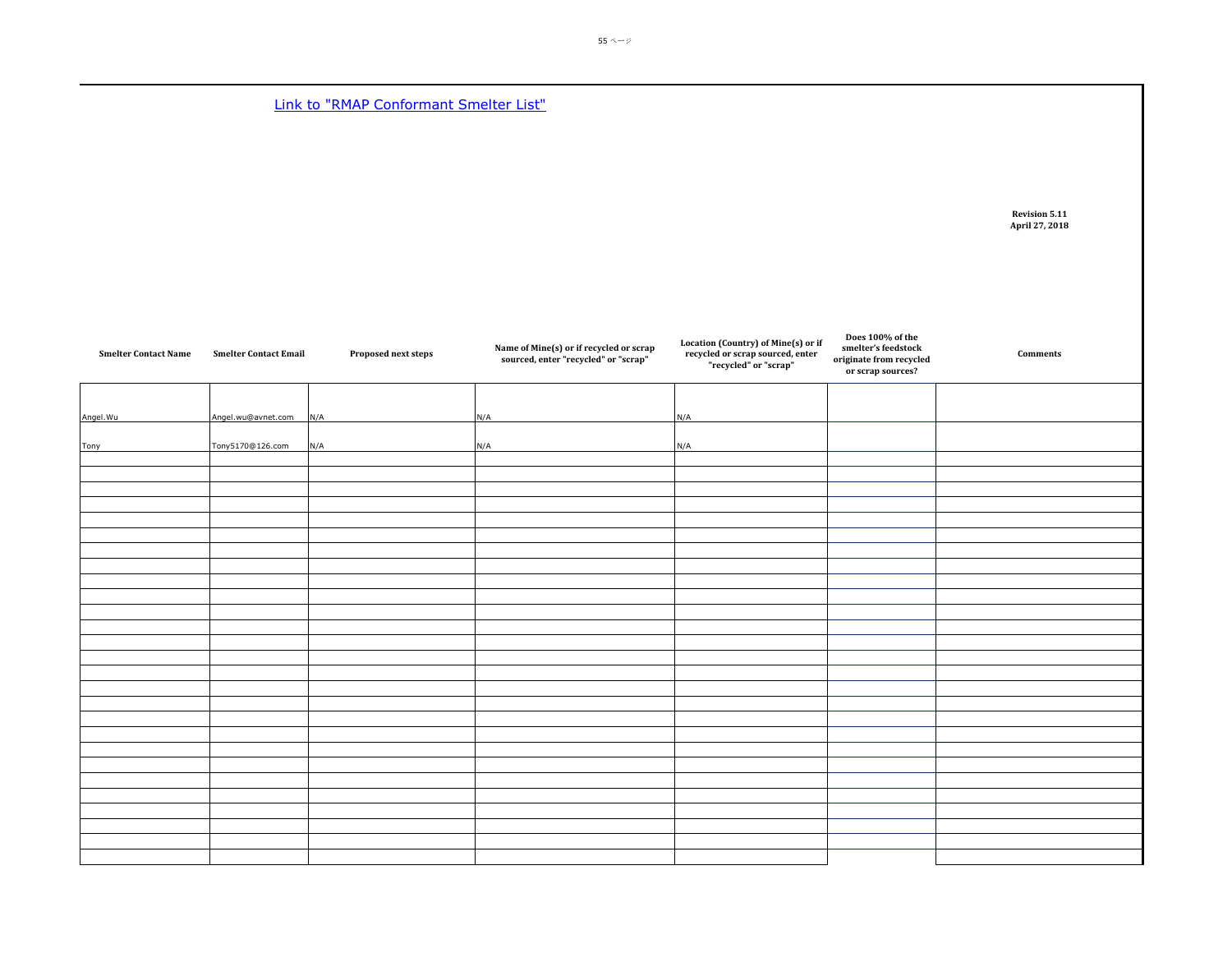[Link to "RMAP Conformant Smelter List"]

**Revision 5.11**
**April 27, 2018**

| Smelter Contact Name | Smelter Contact Email | Proposed next steps | Name of Mine(s) or if recycled or scrap sourced, enter "recycled" or "scrap" | Location (Country) of Mine(s) or if recycled or scrap sourced, enter "recycled" or "scrap" | Does 100% of the smelter's feedstock originate from recycled or scrap sources? | Comments |
|---|---|---|---|---|---|---|
| Angel.Wu | Angel.wu@avnet.com | N/A | N/A | N/A | | |
| Tony | Tony5170@126.com | N/A | N/A | N/A | | |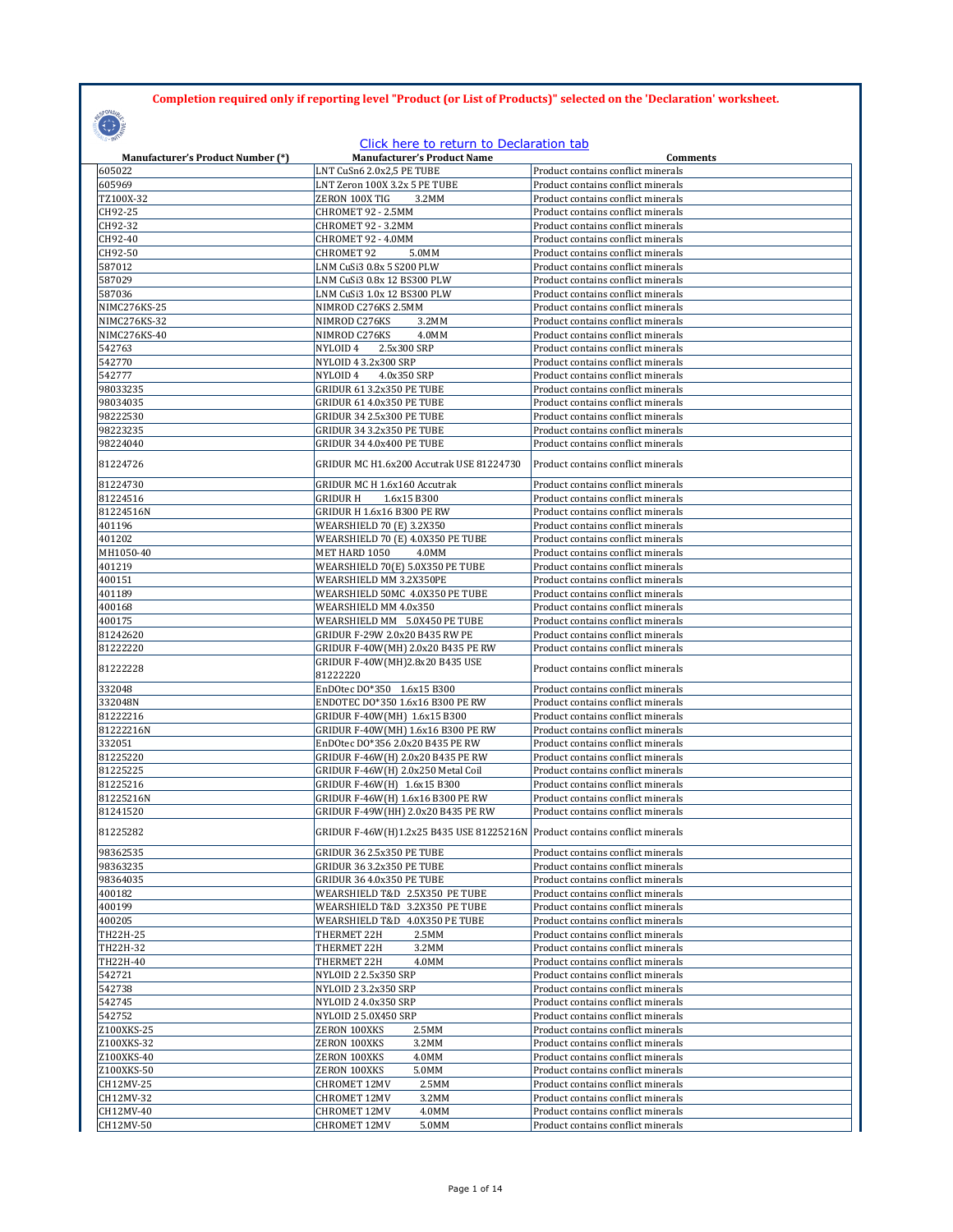**Completion required only if reporting level "Product (or List of Products)" selected on the 'Declaration' worksheet.**

Click here to return to Declaration tab

| Manufacturer's Product Number (*) | Manufacturer's Product Name | Comments |
|---|---|---|
| 605022 | LNT CuSn6 2.0x2,5 PE TUBE | Product contains conflict minerals |
| 605969 | LNT Zeron 100X 3.2x 5 PE TUBE | Product contains conflict minerals |
| TZ100X-32 | ZERON 100X TIG 3.2MM | Product contains conflict minerals |
| CH92-25 | CHROMET 92 - 2.5MM | Product contains conflict minerals |
| CH92-32 | CHROMET 92 - 3.2MM | Product contains conflict minerals |
| CH92-40 | CHROMET 92 - 4.0MM | Product contains conflict minerals |
| CH92-50 | CHROMET 92 5.0MM | Product contains conflict minerals |
| 587012 | LNM CuSi3 0.8x 5 S200 PLW | Product contains conflict minerals |
| 587029 | LNM CuSi3 0.8x 12 BS300 PLW | Product contains conflict minerals |
| 587036 | LNM CuSi3 1.0x 12 BS300 PLW | Product contains conflict minerals |
| NIMC276KS-25 | NIMROD C276KS 2.5MM | Product contains conflict minerals |
| NIMC276KS-32 | NIMROD C276KS 3.2MM | Product contains conflict minerals |
| NIMC276KS-40 | NIMROD C276KS 4.0MM | Product contains conflict minerals |
| 542763 | NYLOID 4 2.5x300 SRP | Product contains conflict minerals |
| 542770 | NYLOID 4 3.2x300 SRP | Product contains conflict minerals |
| 542777 | NYLOID 4 4.0x350 SRP | Product contains conflict minerals |
| 98033235 | GRIDUR 61 3.2x350 PE TUBE | Product contains conflict minerals |
| 98034035 | GRIDUR 61 4.0x350 PE TUBE | Product contains conflict minerals |
| 98222530 | GRIDUR 34 2.5x300 PE TUBE | Product contains conflict minerals |
| 98223235 | GRIDUR 34 3.2x350 PE TUBE | Product contains conflict minerals |
| 98224040 | GRIDUR 34 4.0x400 PE TUBE | Product contains conflict minerals |
| 81224726 | GRIDUR MC H1.6x200 Accutrak USE 81224730 | Product contains conflict minerals |
| 81224730 | GRIDUR MC H 1.6x160 Accutrak | Product contains conflict minerals |
| 81224516 | GRIDUR H 1.6x15 B300 | Product contains conflict minerals |
| 81224516N | GRIDUR H 1.6x16 B300 PE RW | Product contains conflict minerals |
| 401196 | WEARSHIELD 70 (E) 3.2X350 | Product contains conflict minerals |
| 401202 | WEARSHIELD 70 (E) 4.0X350 PE TUBE | Product contains conflict minerals |
| MH1050-40 | MET HARD 1050 4.0MM | Product contains conflict minerals |
| 401219 | WEARSHIELD 70(E) 5.0X350 PE TUBE | Product contains conflict minerals |
| 400151 | WEARSHIELD MM 3.2X350PE | Product contains conflict minerals |
| 401189 | WEARSHIELD 50MC 4.0X350 PE TUBE | Product contains conflict minerals |
| 400168 | WEARSHIELD MM 4.0x350 | Product contains conflict minerals |
| 400175 | WEARSHIELD MM 5.0X450 PE TUBE | Product contains conflict minerals |
| 81242620 | GRIDUR F-29W 2.0x20 B435 RW PE | Product contains conflict minerals |
| 81222220 | GRIDUR F-40W(MH) 2.0x20 B435 PE RW | Product contains conflict minerals |
| 81222228 | GRIDUR F-40W(MH)2.8x20 B435 USE 81222220 | Product contains conflict minerals |
| 332048 | EnDOtec DO*350 1.6x15 B300 | Product contains conflict minerals |
| 332048N | ENDOTEC DO*350 1.6x16 B300 PE RW | Product contains conflict minerals |
| 81222216 | GRIDUR F-40W(MH) 1.6x15 B300 | Product contains conflict minerals |
| 81222216N | GRIDUR F-40W(MH) 1.6x16 B300 PE RW | Product contains conflict minerals |
| 332051 | EnDOtec DO*356 2.0x20 B435 PE RW | Product contains conflict minerals |
| 81225220 | GRIDUR F-46W(H) 2.0x20 B435 PE RW | Product contains conflict minerals |
| 81225225 | GRIDUR F-46W(H) 2.0x250 Metal Coil | Product contains conflict minerals |
| 81225216 | GRIDUR F-46W(H) 1.6x15 B300 | Product contains conflict minerals |
| 81225216N | GRIDUR F-46W(H) 1.6x16 B300 PE RW | Product contains conflict minerals |
| 81241520 | GRIDUR F-49W(HH) 2.0x20 B435 PE RW | Product contains conflict minerals |
| 81225282 | GRIDUR F-46W(H)1.2x25 B435 USE 81225216N | Product contains conflict minerals |
| 98362535 | GRIDUR 36 2.5x350 PE TUBE | Product contains conflict minerals |
| 98363235 | GRIDUR 36 3.2x350 PE TUBE | Product contains conflict minerals |
| 98364035 | GRIDUR 36 4.0x350 PE TUBE | Product contains conflict minerals |
| 400182 | WEARSHIELD T&D 2.5X350 PE TUBE | Product contains conflict minerals |
| 400199 | WEARSHIELD T&D 3.2X350 PE TUBE | Product contains conflict minerals |
| 400205 | WEARSHIELD T&D 4.0X350 PE TUBE | Product contains conflict minerals |
| TH22H-25 | THERMET 22H 2.5MM | Product contains conflict minerals |
| TH22H-32 | THERMET 22H 3.2MM | Product contains conflict minerals |
| TH22H-40 | THERMET 22H 4.0MM | Product contains conflict minerals |
| 542721 | NYLOID 2 2.5x350 SRP | Product contains conflict minerals |
| 542738 | NYLOID 2 3.2x350 SRP | Product contains conflict minerals |
| 542745 | NYLOID 2 4.0x350 SRP | Product contains conflict minerals |
| 542752 | NYLOID 2 5.0X450 SRP | Product contains conflict minerals |
| Z100XKS-25 | ZERON 100XKS 2.5MM | Product contains conflict minerals |
| Z100XKS-32 | ZERON 100XKS 3.2MM | Product contains conflict minerals |
| Z100XKS-40 | ZERON 100XKS 4.0MM | Product contains conflict minerals |
| Z100XKS-50 | ZERON 100XKS 5.0MM | Product contains conflict minerals |
| CH12MV-25 | CHROMET 12MV 2.5MM | Product contains conflict minerals |
| CH12MV-32 | CHROMET 12MV 3.2MM | Product contains conflict minerals |
| CH12MV-40 | CHROMET 12MV 4.0MM | Product contains conflict minerals |
| CH12MV-50 | CHROMET 12MV 5.0MM | Product contains conflict minerals |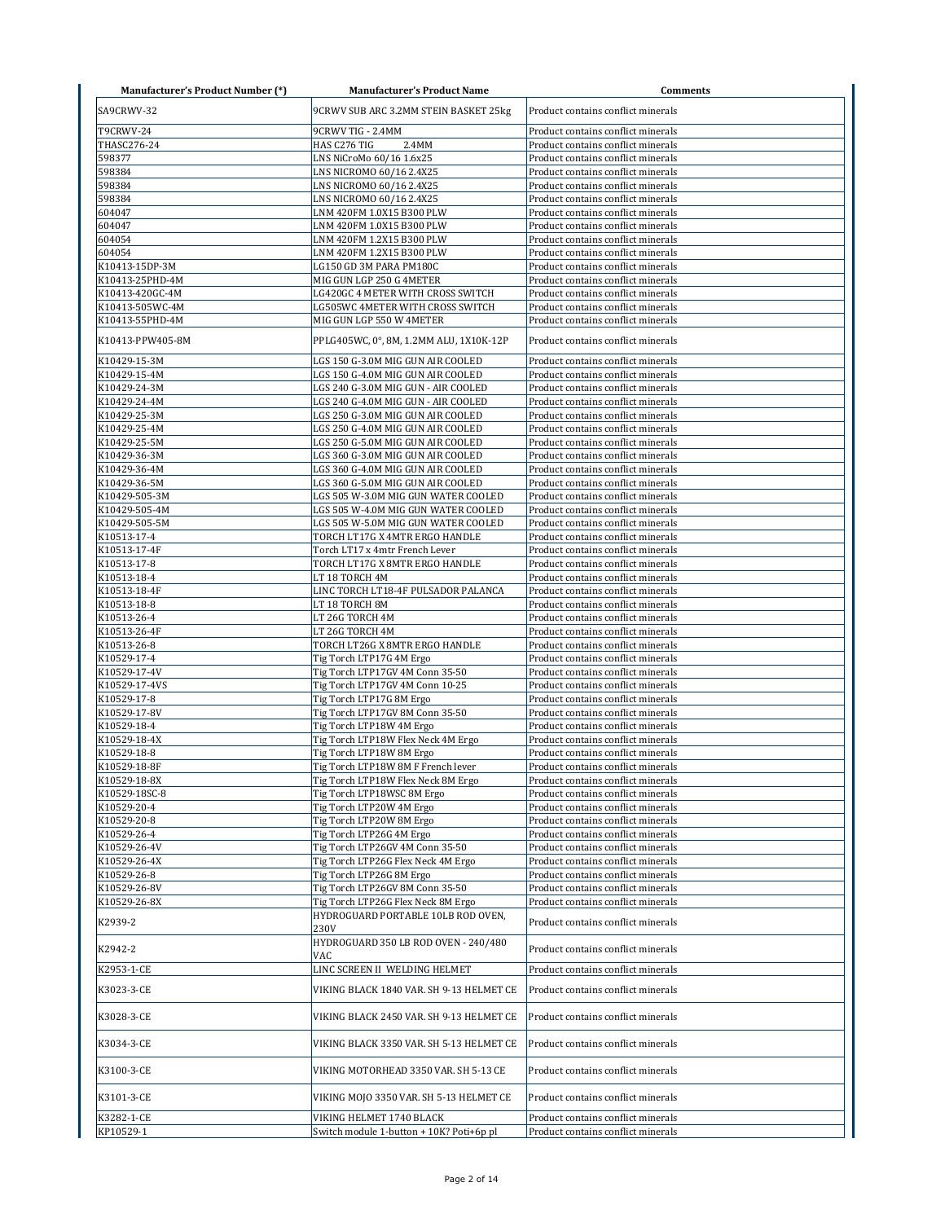| Manufacturer's Product Number (*) | Manufacturer's Product Name | Comments |
|---|---|---|
| SA9CRWV-32 | 9CRWV SUB ARC 3.2MM STEIN BASKET 25kg | Product contains conflict minerals |
| T9CRWV-24 | 9CRWV TIG - 2.4MM | Product contains conflict minerals |
| THASC276-24 | HAS C276 TIG 2.4MM | Product contains conflict minerals |
| 598377 | LNS NiCroMo 60/16 1.6x25 | Product contains conflict minerals |
| 598384 | LNS NICROMO 60/16 2.4X25 | Product contains conflict minerals |
| 598384 | LNS NICROMO 60/16 2.4X25 | Product contains conflict minerals |
| 598384 | LNS NICROMO 60/16 2.4X25 | Product contains conflict minerals |
| 604047 | LNM 420FM 1.0X15 B300 PLW | Product contains conflict minerals |
| 604047 | LNM 420FM 1.0X15 B300 PLW | Product contains conflict minerals |
| 604054 | LNM 420FM 1.2X15 B300 PLW | Product contains conflict minerals |
| 604054 | LNM 420FM 1.2X15 B300 PLW | Product contains conflict minerals |
| K10413-15DP-3M | LG150 GD 3M PARA PM180C | Product contains conflict minerals |
| K10413-25PHD-4M | MIG GUN LGP 250 G 4METER | Product contains conflict minerals |
| K10413-420GC-4M | LG420GC 4 METER WITH CROSS SWITCH | Product contains conflict minerals |
| K10413-505WC-4M | LG505WC 4METER WITH CROSS SWITCH | Product contains conflict minerals |
| K10413-55PHD-4M | MIG GUN LGP 550 W 4METER | Product contains conflict minerals |
| K10413-PPW405-8M | PPLG405WC, 0°, 8M, 1.2MM ALU, 1X10K-12P | Product contains conflict minerals |
| K10429-15-3M | LGS 150 G-3.0M MIG GUN AIR COOLED | Product contains conflict minerals |
| K10429-15-4M | LGS 150 G-4.0M MIG GUN AIR COOLED | Product contains conflict minerals |
| K10429-24-3M | LGS 240 G-3.0M MIG GUN - AIR COOLED | Product contains conflict minerals |
| K10429-24-4M | LGS 240 G-4.0M MIG GUN - AIR COOLED | Product contains conflict minerals |
| K10429-25-3M | LGS 250 G-3.0M MIG GUN AIR COOLED | Product contains conflict minerals |
| K10429-25-4M | LGS 250 G-4.0M MIG GUN AIR COOLED | Product contains conflict minerals |
| K10429-25-5M | LGS 250 G-5.0M MIG GUN AIR COOLED | Product contains conflict minerals |
| K10429-36-3M | LGS 360 G-3.0M MIG GUN AIR COOLED | Product contains conflict minerals |
| K10429-36-4M | LGS 360 G-4.0M MIG GUN AIR COOLED | Product contains conflict minerals |
| K10429-36-5M | LGS 360 G-5.0M MIG GUN AIR COOLED | Product contains conflict minerals |
| K10429-505-3M | LGS 505 W-3.0M MIG GUN WATER COOLED | Product contains conflict minerals |
| K10429-505-4M | LGS 505 W-4.0M MIG GUN WATER COOLED | Product contains conflict minerals |
| K10429-505-5M | LGS 505 W-5.0M MIG GUN WATER COOLED | Product contains conflict minerals |
| K10513-17-4 | TORCH LT17G X 4MTR ERGO HANDLE | Product contains conflict minerals |
| K10513-17-4F | Torch LT17 x 4mtr French Lever | Product contains conflict minerals |
| K10513-17-8 | TORCH LT17G X 8MTR ERGO HANDLE | Product contains conflict minerals |
| K10513-18-4 | LT 18 TORCH 4M | Product contains conflict minerals |
| K10513-18-4F | LINC TORCH LT18-4F PULSADOR PALANCA | Product contains conflict minerals |
| K10513-18-8 | LT 18 TORCH 8M | Product contains conflict minerals |
| K10513-26-4 | LT 26G TORCH 4M | Product contains conflict minerals |
| K10513-26-4F | LT 26G TORCH 4M | Product contains conflict minerals |
| K10513-26-8 | TORCH LT26G X 8MTR ERGO HANDLE | Product contains conflict minerals |
| K10529-17-4 | Tig Torch LTP17G 4M Ergo | Product contains conflict minerals |
| K10529-17-4V | Tig Torch LTP17GV 4M Conn 35-50 | Product contains conflict minerals |
| K10529-17-4VS | Tig Torch LTP17GV 4M Conn 10-25 | Product contains conflict minerals |
| K10529-17-8 | Tig Torch LTP17G 8M Ergo | Product contains conflict minerals |
| K10529-17-8V | Tig Torch LTP17GV 8M Conn 35-50 | Product contains conflict minerals |
| K10529-18-4 | Tig Torch LTP18W 4M Ergo | Product contains conflict minerals |
| K10529-18-4X | Tig Torch LTP18W Flex Neck 4M Ergo | Product contains conflict minerals |
| K10529-18-8 | Tig Torch LTP18W 8M Ergo | Product contains conflict minerals |
| K10529-18-8F | Tig Torch LTP18W 8M F French lever | Product contains conflict minerals |
| K10529-18-8X | Tig Torch LTP18W Flex Neck 8M Ergo | Product contains conflict minerals |
| K10529-18SC-8 | Tig Torch LTP18WSC 8M Ergo | Product contains conflict minerals |
| K10529-20-4 | Tig Torch LTP20W 4M Ergo | Product contains conflict minerals |
| K10529-20-8 | Tig Torch LTP20W 8M Ergo | Product contains conflict minerals |
| K10529-26-4 | Tig Torch LTP26G 4M Ergo | Product contains conflict minerals |
| K10529-26-4V | Tig Torch LTP26GV 4M Conn 35-50 | Product contains conflict minerals |
| K10529-26-4X | Tig Torch LTP26G Flex Neck 4M Ergo | Product contains conflict minerals |
| K10529-26-8 | Tig Torch LTP26G 8M Ergo | Product contains conflict minerals |
| K10529-26-8V | Tig Torch LTP26GV 8M Conn 35-50 | Product contains conflict minerals |
| K10529-26-8X | Tig Torch LTP26G Flex Neck 8M Ergo | Product contains conflict minerals |
| K2939-2 | HYDROGUARD PORTABLE 10LB ROD OVEN, 230V | Product contains conflict minerals |
| K2942-2 | HYDROGUARD 350 LB ROD OVEN - 240/480 VAC | Product contains conflict minerals |
| K2953-1-CE | LINC SCREEN II WELDING HELMET | Product contains conflict minerals |
| K3023-3-CE | VIKING BLACK 1840 VAR. SH 9-13 HELMET CE | Product contains conflict minerals |
| K3028-3-CE | VIKING BLACK 2450 VAR. SH 9-13 HELMET CE | Product contains conflict minerals |
| K3034-3-CE | VIKING BLACK 3350 VAR. SH 5-13 HELMET CE | Product contains conflict minerals |
| K3100-3-CE | VIKING MOTORHEAD 3350 VAR. SH 5-13 CE | Product contains conflict minerals |
| K3101-3-CE | VIKING MOJO 3350 VAR. SH 5-13 HELMET CE | Product contains conflict minerals |
| K3282-1-CE | VIKING HELMET 1740 BLACK | Product contains conflict minerals |
| KP10529-1 | Switch module 1-button + 10K? Poti+6p pl | Product contains conflict minerals |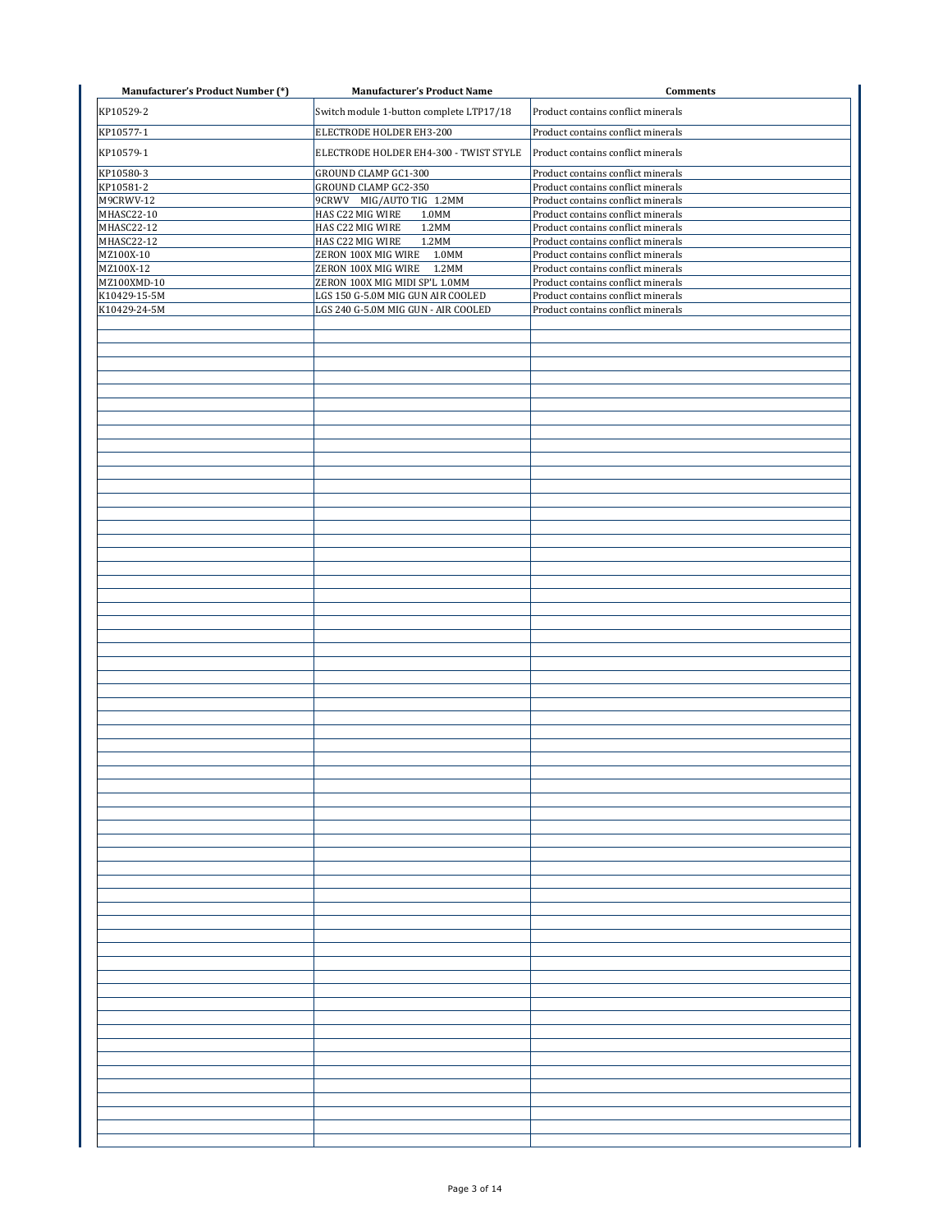| Manufacturer's Product Number (*) | Manufacturer's Product Name | Comments |
|---|---|---|
| KP10529-2 | Switch module 1-button complete LTP17/18 | Product contains conflict minerals |
| KP10577-1 | ELECTRODE HOLDER EH3-200 | Product contains conflict minerals |
| KP10579-1 | ELECTRODE HOLDER EH4-300 - TWIST STYLE | Product contains conflict minerals |
| KP10580-3 | GROUND CLAMP GC1-300 | Product contains conflict minerals |
| KP10581-2 | GROUND CLAMP GC2-350 | Product contains conflict minerals |
| M9CRWV-12 | 9CRWV MIG/AUTO TIG 1.2MM | Product contains conflict minerals |
| MHASC22-10 | HAS C22 MIG WIRE 1.0MM | Product contains conflict minerals |
| MHASC22-12 | HAS C22 MIG WIRE 1.2MM | Product contains conflict minerals |
| MHASC22-12 | HAS C22 MIG WIRE 1.2MM | Product contains conflict minerals |
| MZ100X-10 | ZERON 100X MIG WIRE 1.0MM | Product contains conflict minerals |
| MZ100X-12 | ZERON 100X MIG WIRE 1.2MM | Product contains conflict minerals |
| MZ100XMD-10 | ZERON 100X MIG MIDI SP'L 1.0MM | Product contains conflict minerals |
| K10429-15-5M | LGS 150 G-5.0M MIG GUN AIR COOLED | Product contains conflict minerals |
| K10429-24-5M | LGS 240 G-5.0M MIG GUN - AIR COOLED | Product contains conflict minerals |